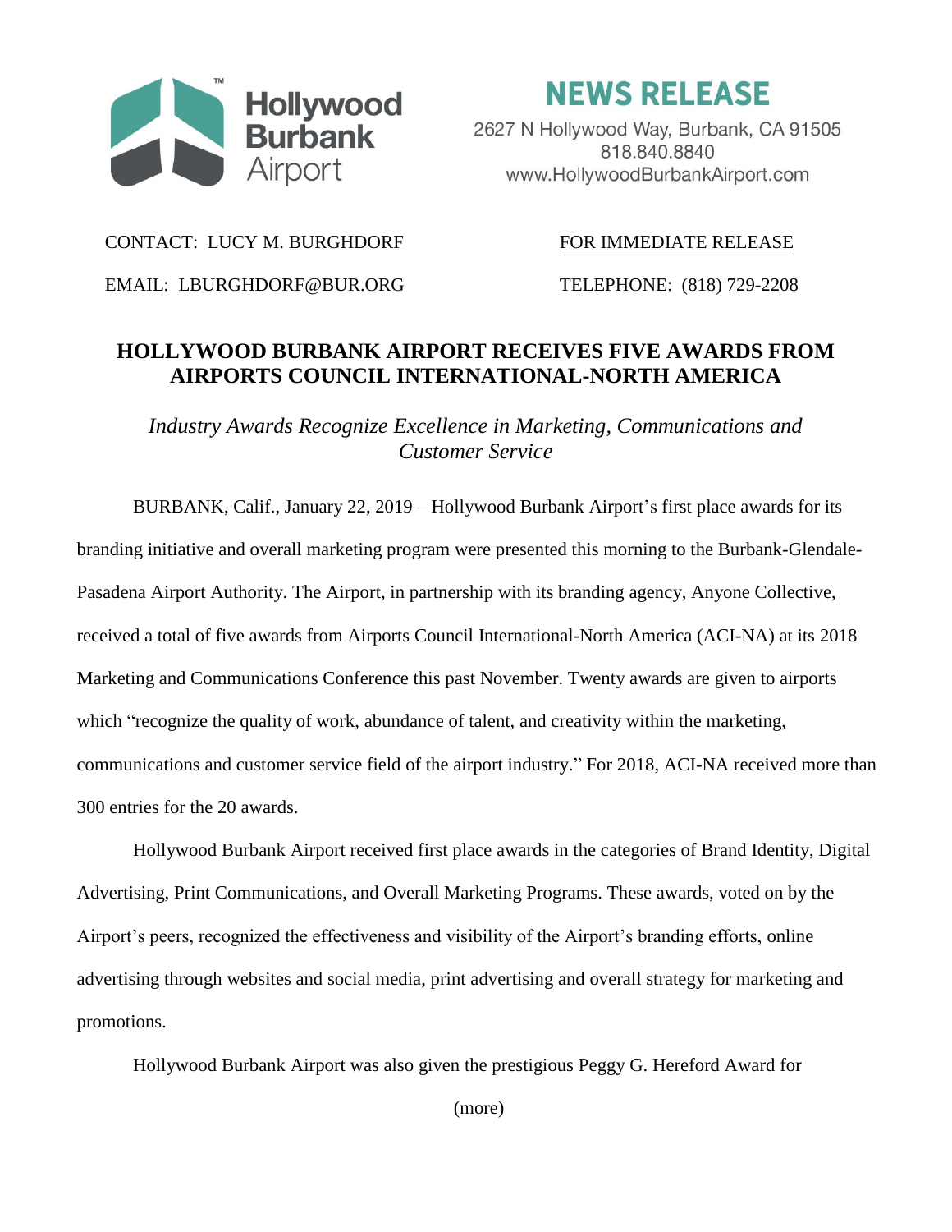Hollywood Burbank Airport

# NEWS RELEASE

2627 N Hollywood Way, Burbank, CA 91505
818.840.8840
www.HollywoodBurbankAirport.com

CONTACT: LUCY M. BURGHDORF

FOR IMMEDIATE RELEASE

EMAIL: LBURGHDORF@BUR.ORG

TELEPHONE: (818) 729-2208

## HOLLYWOOD BURBANK AIRPORT RECEIVES FIVE AWARDS FROM AIRPORTS COUNCIL INTERNATIONAL-NORTH AMERICA

*Industry Awards Recognize Excellence in Marketing, Communications and Customer Service*

BURBANK, Calif., January 22, 2019 – Hollywood Burbank Airport's first place awards for its branding initiative and overall marketing program were presented this morning to the Burbank-Glendale-Pasadena Airport Authority. The Airport, in partnership with its branding agency, Anyone Collective, received a total of five awards from Airports Council International-North America (ACI-NA) at its 2018 Marketing and Communications Conference this past November. Twenty awards are given to airports which "recognize the quality of work, abundance of talent, and creativity within the marketing, communications and customer service field of the airport industry." For 2018, ACI-NA received more than 300 entries for the 20 awards.

Hollywood Burbank Airport received first place awards in the categories of Brand Identity, Digital Advertising, Print Communications, and Overall Marketing Programs. These awards, voted on by the Airport's peers, recognized the effectiveness and visibility of the Airport's branding efforts, online advertising through websites and social media, print advertising and overall strategy for marketing and promotions.

Hollywood Burbank Airport was also given the prestigious Peggy G. Hereford Award for

(more)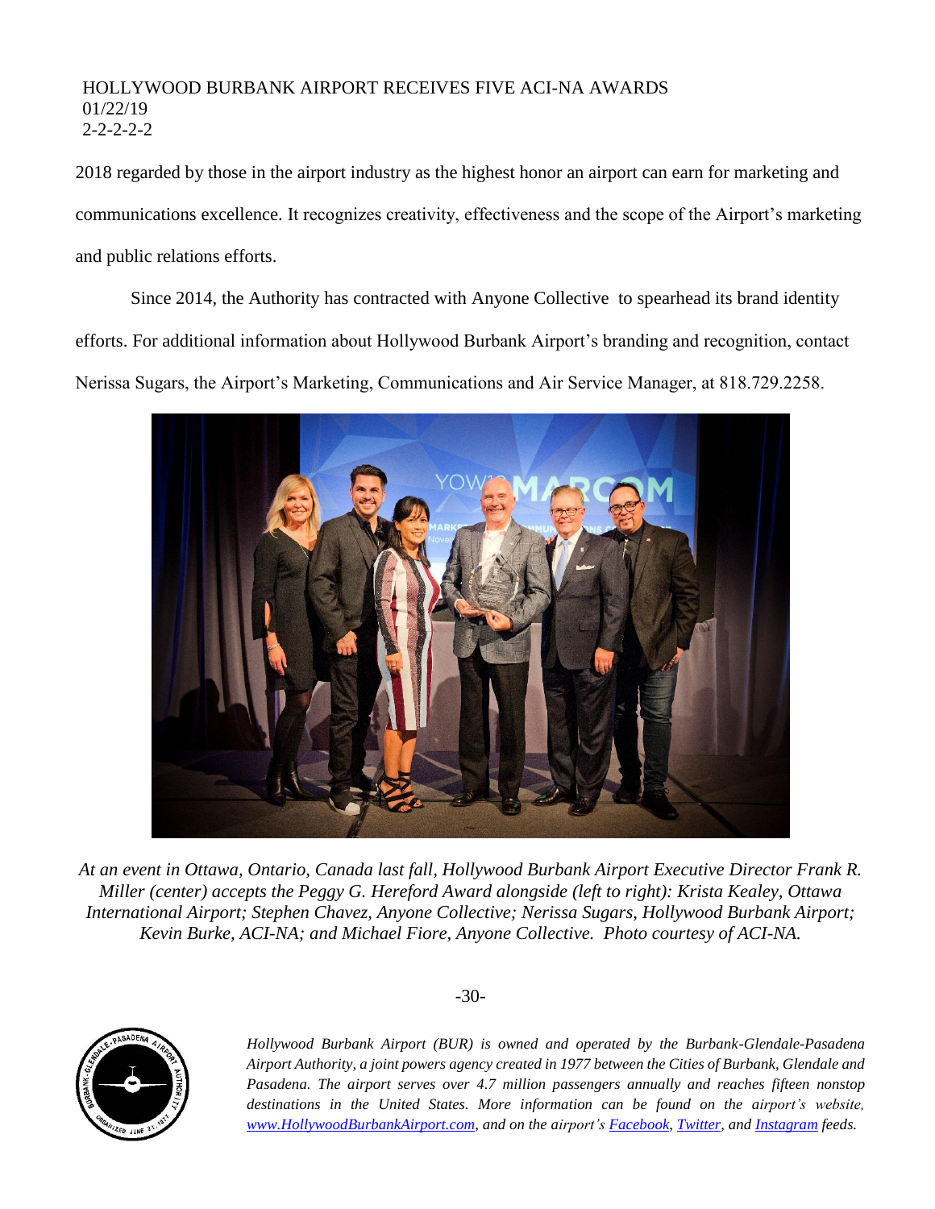2018 regarded by those in the airport industry as the highest honor an airport can earn for marketing and communications excellence. It recognizes creativity, effectiveness and the scope of the Airport's marketing and public relations efforts.

Since 2014, the Authority has contracted with Anyone Collective to spearhead its brand identity efforts. For additional information about Hollywood Burbank Airport's branding and recognition, contact Nerissa Sugars, the Airport's Marketing, Communications and Air Service Manager, at 818.729.2258.

*At an event in Ottawa, Ontario, Canada last fall, Hollywood Burbank Airport Executive Director Frank R. Miller (center) accepts the Peggy G. Hereford Award alongside (left to right): Krista Kealey, Ottawa International Airport; Stephen Chavez, Anyone Collective; Nerissa Sugars, Hollywood Burbank Airport; Kevin Burke, ACI-NA; and Michael Fiore, Anyone Collective. Photo courtesy of ACI-NA.*

-30-

*Hollywood Burbank Airport (BUR) is owned and operated by the Burbank-Glendale-Pasadena Airport Authority, a joint powers agency created in 1977 between the Cities of Burbank, Glendale and Pasadena. The airport serves over 4.7 million passengers annually and reaches fifteen nonstop destinations in the United States. More information can be found on the airport's website, www.HollywoodBurbankAirport.com, and on the airport's Facebook, Twitter, and Instagram feeds.*